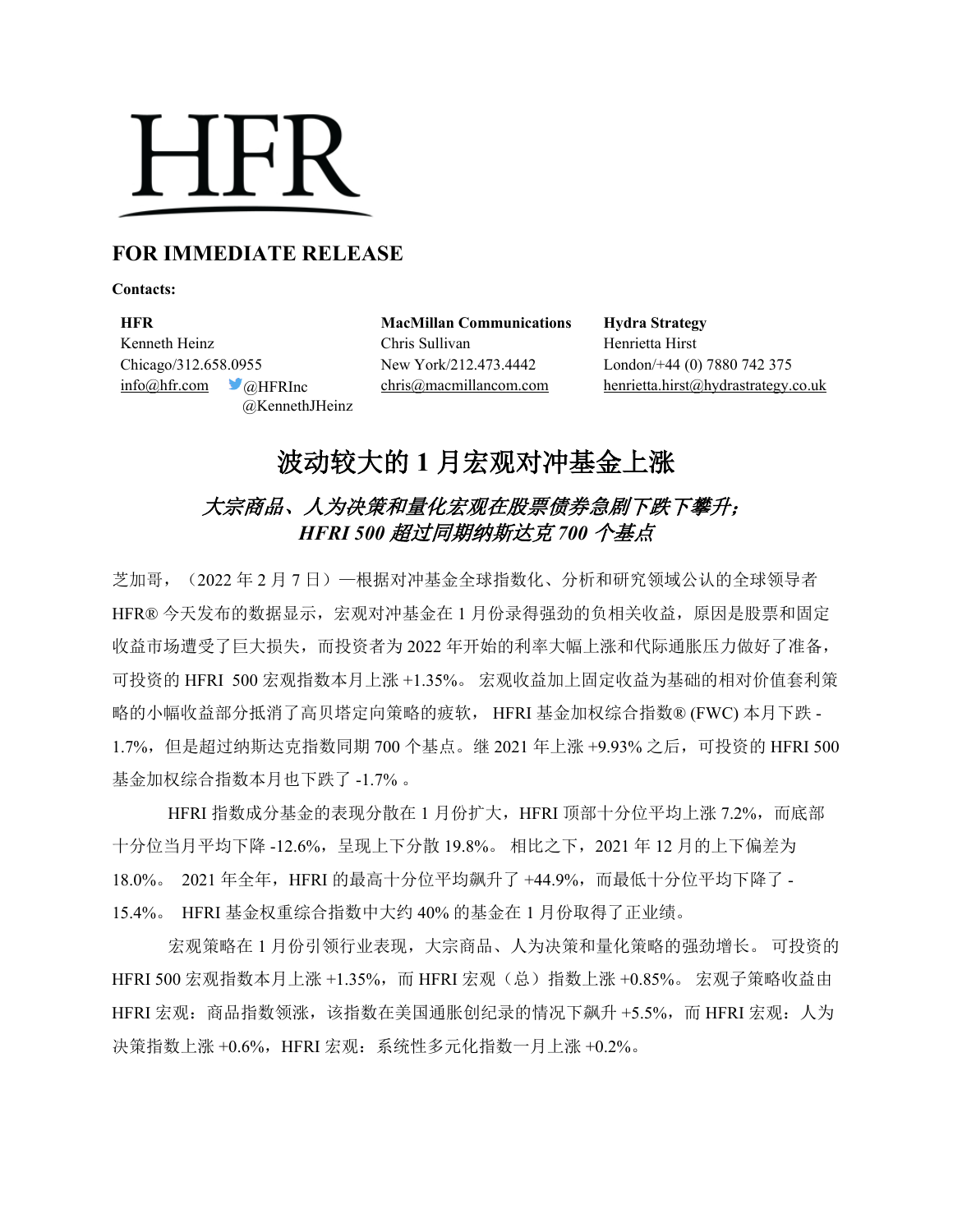HFR

## FOR IMMEDIATE RELEASE

**Contacts:**

**HFR**
Kenneth Heinz
Chicago/312.658.0955
info@hfr.com @HFRInc
@KennethJHeinz

**MacMillan Communications**
Chris Sullivan
New York/212.473.4442
chris@macmillancom.com

**Hydra Strategy**
Henrietta Hirst
London/+44 (0) 7880 742 375
henrietta.hirst@hydrastrategy.co.uk

# 波动较大的 1 月宏观对冲基金上涨

### *大宗商品、人为决策和量化宏观在股票债券急剧下跌下攀升；HFRI 500 超过同期纳斯达克 700 个基点*

芝加哥，（2022 年 2 月 7 日）—根据对冲基金全球指数化、分析和研究领域公认的全球领导者 HFR® 今天发布的数据显示，宏观对冲基金在 1 月份录得强劲的负相关收益，原因是股票和固定收益市场遭受了巨大损失，而投资者为 2022 年开始的利率大幅上涨和代际通胀压力做好了准备，可投资的 HFRI 500 宏观指数本月上涨 +1.35%。 宏观收益加上固定收益为基础的相对价值套利策略的小幅收益部分抵消了高贝塔定向策略的疲软， HFRI 基金加权综合指数® (FWC) 本月下跌 -1.7%，但是超过纳斯达克指数同期 700 个基点。继 2021 年上涨 +9.93% 之后，可投资的 HFRI 500 基金加权综合指数本月也下跌了 -1.7% 。

HFRI 指数成分基金的表现分散在 1 月份扩大，HFRI 顶部十分位平均上涨 7.2%，而底部十分位当月平均下降 -12.6%，呈现上下分散 19.8%。 相比之下，2021 年 12 月的上下偏差为 18.0%。 2021 年全年，HFRI 的最高十分位平均飙升了 +44.9%，而最低十分位平均下降了 -15.4%。 HFRI 基金权重综合指数中大约 40% 的基金在 1 月份取得了正业绩。

宏观策略在 1 月份引领行业表现，大宗商品、人为决策和量化策略的强劲增长。 可投资的 HFRI 500 宏观指数本月上涨 +1.35%，而 HFRI 宏观（总）指数上涨 +0.85%。 宏观子策略收益由 HFRI 宏观：商品指数领涨，该指数在美国通胀创纪录的情况下飙升 +5.5%，而 HFRI 宏观：人为决策指数上涨 +0.6%，HFRI 宏观：系统性多元化指数一月上涨 +0.2%。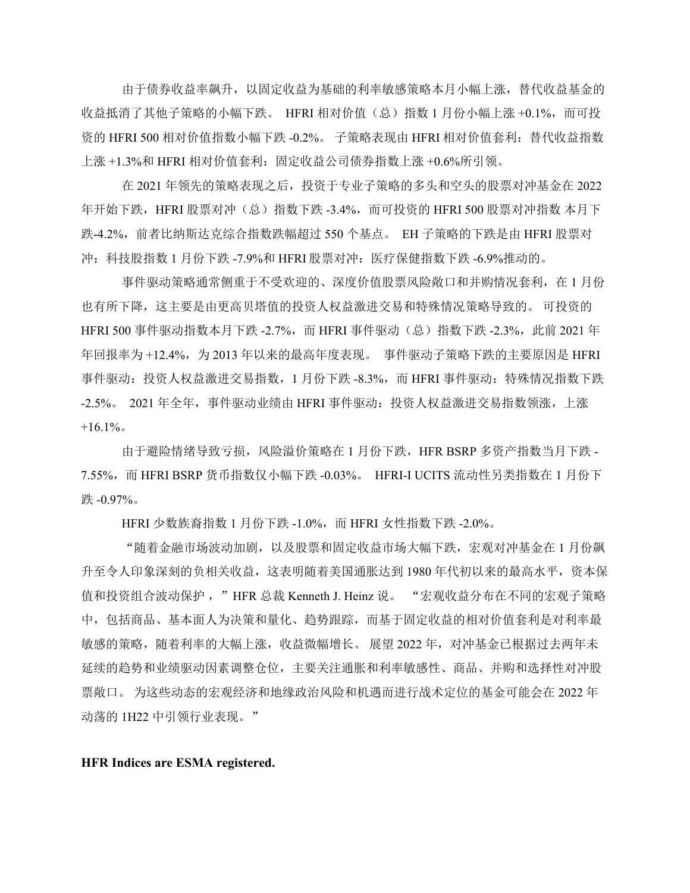由于债券收益率飙升，以固定收益为基础的利率敏感策略本月小幅上涨，替代收益基金的收益抵消了其他子策略的小幅下跌。 HFRI 相对价值（总）指数 1 月份小幅上涨 +0.1%，而可投资的 HFRI 500 相对价值指数小幅下跌 -0.2%。 子策略表现由 HFRI 相对价值套利：替代收益指数上涨 +1.3%和 HFRI 相对价值套利：固定收益公司债券指数上涨 +0.6%所引领。

在 2021 年领先的策略表现之后，投资于专业子策略的多头和空头的股票对冲基金在 2022 年开始下跌，HFRI 股票对冲（总）指数下跌 -3.4%，而可投资的 HFRI 500 股票对冲指数 本月下跌-4.2%，前者比纳斯达克综合指数跌幅超过 550 个基点。 EH 子策略的下跌是由 HFRI 股票对冲：科技股指数 1 月份下跌 -7.9%和 HFRI 股票对冲：医疗保健指数下跌 -6.9%推动的。

事件驱动策略通常侧重于不受欢迎的、深度价值股票风险敞口和并购情况套利，在 1 月份也有所下降，这主要是由更高贝塔值的投资人权益激进交易和特殊情况策略导致的。 可投资的 HFRI 500 事件驱动指数本月下跌 -2.7%，而 HFRI 事件驱动（总）指数下跌 -2.3%，此前 2021 年年回报率为 +12.4%，为 2013 年以来的最高年度表现。 事件驱动子策略下跌的主要原因是 HFRI 事件驱动：投资人权益激进交易指数，1 月份下跌 -8.3%，而 HFRI 事件驱动：特殊情况指数下跌 -2.5%。 2021 年全年，事件驱动业绩由 HFRI 事件驱动：投资人权益激进交易指数领涨，上涨 +16.1%。

由于避险情绪导致亏损，风险溢价策略在 1 月份下跌，HFR BSRP 多资产指数当月下跌 -7.55%，而 HFRI BSRP 货币指数仅小幅下跌 -0.03%。 HFRI-I UCITS 流动性另类指数在 1 月份下跌 -0.97%。

HFRI 少数族裔指数 1 月份下跌 -1.0%，而 HFRI 女性指数下跌 -2.0%。

"随着金融市场波动加剧，以及股票和固定收益市场大幅下跌，宏观对冲基金在 1 月份飙升至令人印象深刻的负相关收益，这表明随着美国通胀达到 1980 年代初以来的最高水平，资本保值和投资组合波动保护，" HFR 总裁 Kenneth J. Heinz 说。 "宏观收益分布在不同的宏观子策略中，包括商品、基本面人为决策和量化、趋势跟踪，而基于固定收益的相对价值套利是对利率最敏感的策略，随着利率的大幅上涨，收益微幅增长。 展望 2022 年，对冲基金已根据过去两年未延续的趋势和业绩驱动因素调整仓位，主要关注通胀和利率敏感性、商品、并购和选择性对冲股票敞口。 为这些动态的宏观经济和地缘政治风险和机遇而进行战术定位的基金可能会在 2022 年动荡的 1H22 中引领行业表现。"

**HFR Indices are ESMA registered.**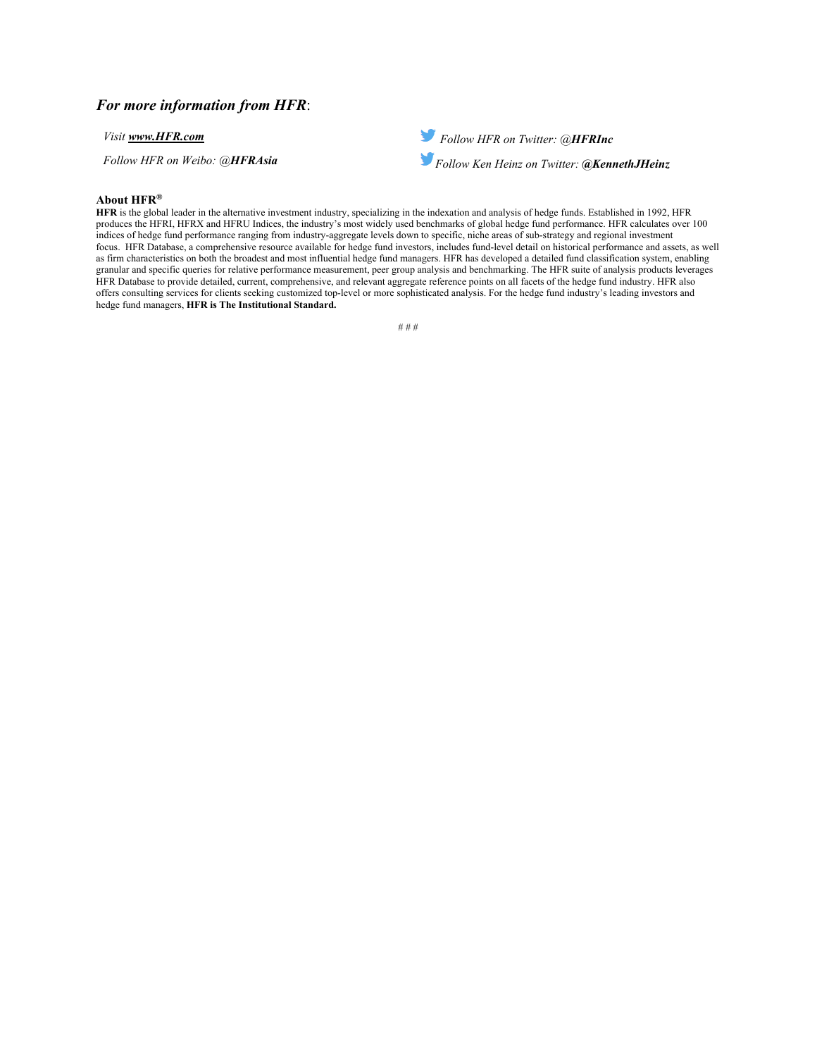## *For more information from HFR*:

*Visit* ***www.HFR.com***

*Follow HFR on Weibo: @**HFRAsia***

*Follow HFR on Twitter: @**HFRInc***

*Follow Ken Heinz on Twitter:* ***@KennethJHeinz***

### About HFR®

**HFR** is the global leader in the alternative investment industry, specializing in the indexation and analysis of hedge funds. Established in 1992, HFR produces the HFRI, HFRX and HFRU Indices, the industry's most widely used benchmarks of global hedge fund performance. HFR calculates over 100 indices of hedge fund performance ranging from industry-aggregate levels down to specific, niche areas of sub-strategy and regional investment focus. HFR Database, a comprehensive resource available for hedge fund investors, includes fund-level detail on historical performance and assets, as well as firm characteristics on both the broadest and most influential hedge fund managers. HFR has developed a detailed fund classification system, enabling granular and specific queries for relative performance measurement, peer group analysis and benchmarking. The HFR suite of analysis products leverages HFR Database to provide detailed, current, comprehensive, and relevant aggregate reference points on all facets of the hedge fund industry. HFR also offers consulting services for clients seeking customized top-level or more sophisticated analysis. For the hedge fund industry's leading investors and hedge fund managers, **HFR is The Institutional Standard.**

# # #